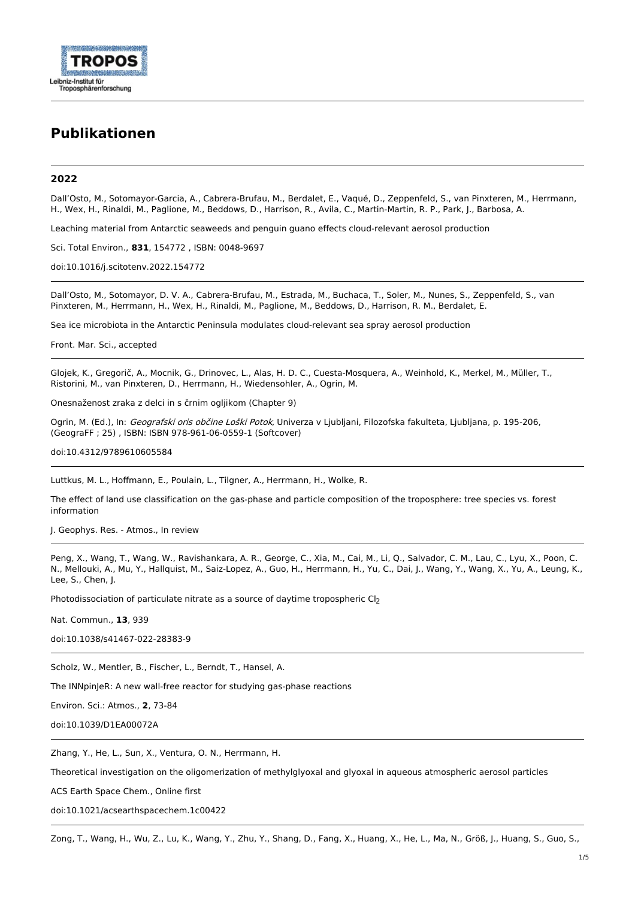# Publikationen

## 2022

Dall'Osto, M., Sotomayor-Garcia, A., Cabrera-Brufau, M., Berdalet, E., Vaqué, D., Zeppenfeld, S., van Pinxteren, M., Herrmann, H., Wex, H., Rinaldi, M., Paglione, M., Beddows, D., Harrison, R., Avila, C., Martin-Martin, R. P., Park, J., Barbosa, A.

Leaching material from Antarctic seaweeds and penguin guano effects cloud-relevant aerosol production

Sci. Total Environ., **831**, 154772 , ISBN: 0048-9697

doi:10.1016/j.scitotenv.2022.154772

---

Dall'Osto, M., Sotomayor, D. V. A., Cabrera-Brufau, M., Estrada, M., Buchaca, T., Soler, M., Nunes, S., Zeppenfeld, S., van Pinxteren, M., Herrmann, H., Wex, H., Rinaldi, M., Paglione, M., Beddows, D., Harrison, R. M., Berdalet, E.

Sea ice microbiota in the Antarctic Peninsula modulates cloud-relevant sea spray aerosol production

Front. Mar. Sci., accepted

---

Glojek, K., Gregorič, A., Mocnik, G., Drinovec, L., Alas, H. D. C., Cuesta-Mosquera, A., Weinhold, K., Merkel, M., Müller, T., Ristorini, M., van Pinxteren, D., Herrmann, H., Wiedensohler, A., Ogrin, M.

Onesnaženost zraka z delci in s črnim ogljikom (Chapter 9)

Ogrin, M. (Ed.), In: *Geografski oris občine Loški Potok*, Univerza v Ljubljani, Filozofska fakulteta, Ljubljana, p. 195-206, (GeograFF ; 25) , ISBN: ISBN 978-961-06-0559-1 (Softcover)

doi:10.4312/9789610605584

---

Luttkus, M. L., Hoffmann, E., Poulain, L., Tilgner, A., Herrmann, H., Wolke, R.

The effect of land use classification on the gas-phase and particle composition of the troposphere: tree species vs. forest information

J. Geophys. Res. - Atmos., In review

---

Peng, X., Wang, T., Wang, W., Ravishankara, A. R., George, C., Xia, M., Cai, M., Li, Q., Salvador, C. M., Lau, C., Lyu, X., Poon, C. N., Mellouki, A., Mu, Y., Hallquist, M., Saiz-Lopez, A., Guo, H., Herrmann, H., Yu, C., Dai, J., Wang, Y., Wang, X., Yu, A., Leung, K., Lee, S., Chen, J.

Photodissociation of particulate nitrate as a source of daytime tropospheric $Cl_2$

Nat. Commun., **13**, 939

doi:10.1038/s41467-022-28383-9

---

Scholz, W., Mentler, B., Fischer, L., Berndt, T., Hansel, A.

The INNpinJeR: A new wall-free reactor for studying gas-phase reactions

Environ. Sci.: Atmos., **2**, 73-84

doi:10.1039/D1EA00072A

---

Zhang, Y., He, L., Sun, X., Ventura, O. N., Herrmann, H.

Theoretical investigation on the oligomerization of methylglyoxal and glyoxal in aqueous atmospheric aerosol particles

ACS Earth Space Chem., Online first

doi:10.1021/acsearthspacechem.1c00422

---

Zong, T., Wang, H., Wu, Z., Lu, K., Wang, Y., Zhu, Y., Shang, D., Fang, X., Huang, X., He, L., Ma, N., Größ, J., Huang, S., Guo, S.,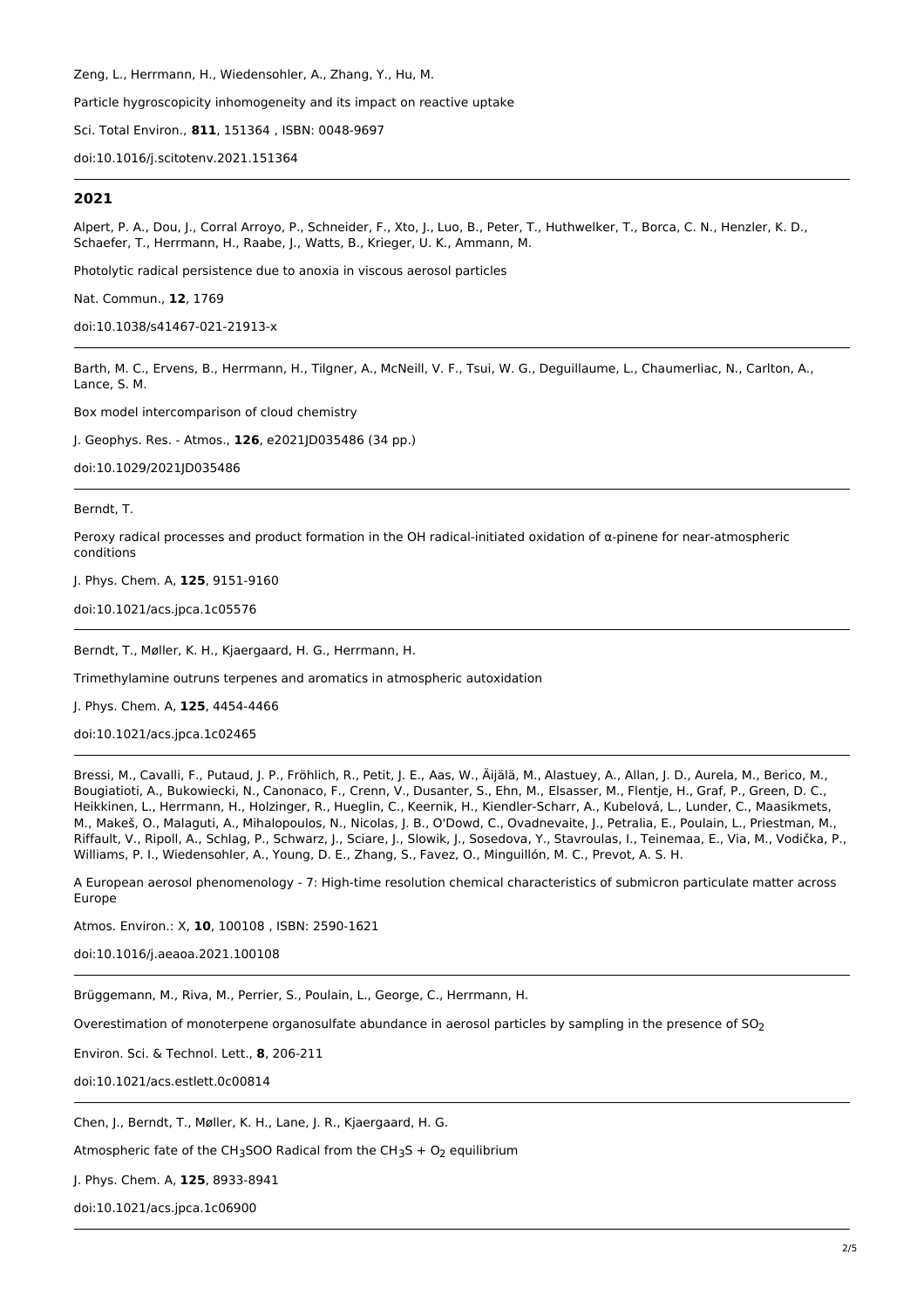Zeng, L., Herrmann, H., Wiedensohler, A., Zhang, Y., Hu, M.

Particle hygroscopicity inhomogeneity and its impact on reactive uptake

Sci. Total Environ., **811**, 151364 , ISBN: 0048-9697

doi:10.1016/j.scitotenv.2021.151364

---

## 2021

Alpert, P. A., Dou, J., Corral Arroyo, P., Schneider, F., Xto, J., Luo, B., Peter, T., Huthwelker, T., Borca, C. N., Henzler, K. D., Schaefer, T., Herrmann, H., Raabe, J., Watts, B., Krieger, U. K., Ammann, M.

Photolytic radical persistence due to anoxia in viscous aerosol particles

Nat. Commun., **12**, 1769

doi:10.1038/s41467-021-21913-x

---

Barth, M. C., Ervens, B., Herrmann, H., Tilgner, A., McNeill, V. F., Tsui, W. G., Deguillaume, L., Chaumerliac, N., Carlton, A., Lance, S. M.

Box model intercomparison of cloud chemistry

J. Geophys. Res. - Atmos., **126**, e2021JD035486 (34 pp.)

doi:10.1029/2021JD035486

---

Berndt, T.

Peroxy radical processes and product formation in the OH radical-initiated oxidation of α-pinene for near-atmospheric conditions

J. Phys. Chem. A, **125**, 9151-9160

doi:10.1021/acs.jpca.1c05576

---

Berndt, T., Møller, K. H., Kjaergaard, H. G., Herrmann, H.

Trimethylamine outruns terpenes and aromatics in atmospheric autoxidation

J. Phys. Chem. A, **125**, 4454-4466

doi:10.1021/acs.jpca.1c02465

---

Bressi, M., Cavalli, F., Putaud, J. P., Fröhlich, R., Petit, J. E., Aas, W., Äijälä, M., Alastuey, A., Allan, J. D., Aurela, M., Berico, M., Bougiatioti, A., Bukowiecki, N., Canonaco, F., Crenn, V., Dusanter, S., Ehn, M., Elsasser, M., Flentje, H., Graf, P., Green, D. C., Heikkinen, L., Herrmann, H., Holzinger, R., Hueglin, C., Keernik, H., Kiendler-Scharr, A., Kubelová, L., Lunder, C., Maasikmets, M., Makeš, O., Malaguti, A., Mihalopoulos, N., Nicolas, J. B., O'Dowd, C., Ovadnevaite, J., Petralia, E., Poulain, L., Priestman, M., Riffault, V., Ripoll, A., Schlag, P., Schwarz, J., Sciare, J., Slowik, J., Sosedova, Y., Stavroulas, I., Teinemaa, E., Via, M., Vodička, P., Williams, P. I., Wiedensohler, A., Young, D. E., Zhang, S., Favez, O., Minguillón, M. C., Prevot, A. S. H.

A European aerosol phenomenology - 7: High-time resolution chemical characteristics of submicron particulate matter across Europe

Atmos. Environ.: X, **10**, 100108 , ISBN: 2590-1621

doi:10.1016/j.aeaoa.2021.100108

---

Brüggemann, M., Riva, M., Perrier, S., Poulain, L., George, C., Herrmann, H.

Overestimation of monoterpene organosulfate abundance in aerosol particles by sampling in the presence of $SO_2$

Environ. Sci. & Technol. Lett., **8**, 206-211

doi:10.1021/acs.estlett.0c00814

---

Chen, J., Berndt, T., Møller, K. H., Lane, J. R., Kjaergaard, H. G.

Atmospheric fate of the $CH_3SOO$ Radical from the $CH_3S + O_2$ equilibrium

J. Phys. Chem. A, **125**, 8933-8941

doi:10.1021/acs.jpca.1c06900

---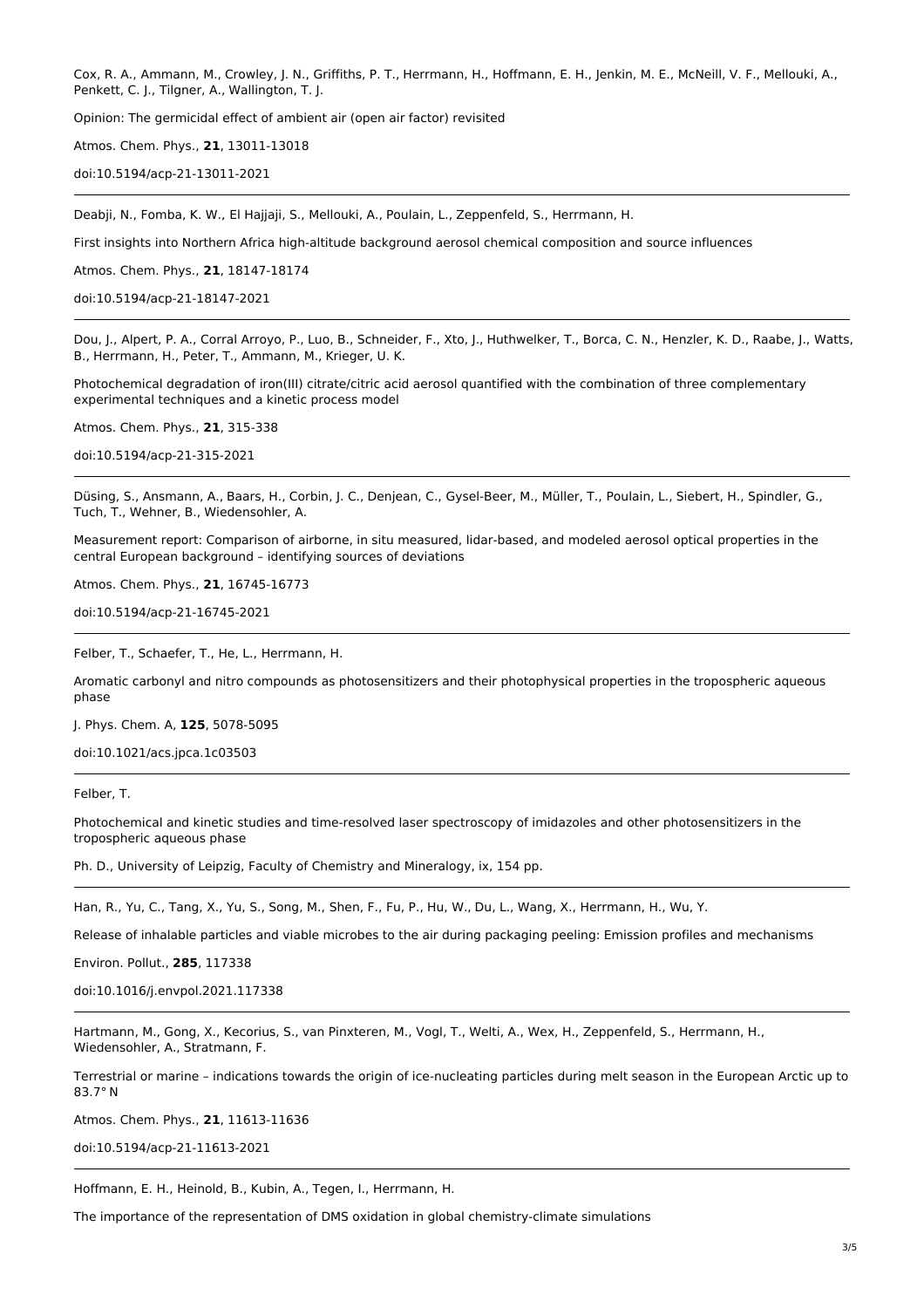Cox, R. A., Ammann, M., Crowley, J. N., Griffiths, P. T., Herrmann, H., Hoffmann, E. H., Jenkin, M. E., McNeill, V. F., Mellouki, A., Penkett, C. J., Tilgner, A., Wallington, T. J.

Opinion: The germicidal effect of ambient air (open air factor) revisited

Atmos. Chem. Phys., **21**, 13011-13018

doi:10.5194/acp-21-13011-2021

---

Deabji, N., Fomba, K. W., El Hajjaji, S., Mellouki, A., Poulain, L., Zeppenfeld, S., Herrmann, H.

First insights into Northern Africa high-altitude background aerosol chemical composition and source influences

Atmos. Chem. Phys., **21**, 18147-18174

doi:10.5194/acp-21-18147-2021

---

Dou, J., Alpert, P. A., Corral Arroyo, P., Luo, B., Schneider, F., Xto, J., Huthwelker, T., Borca, C. N., Henzler, K. D., Raabe, J., Watts, B., Herrmann, H., Peter, T., Ammann, M., Krieger, U. K.

Photochemical degradation of iron(III) citrate/citric acid aerosol quantified with the combination of three complementary experimental techniques and a kinetic process model

Atmos. Chem. Phys., **21**, 315-338

doi:10.5194/acp-21-315-2021

---

Düsing, S., Ansmann, A., Baars, H., Corbin, J. C., Denjean, C., Gysel-Beer, M., Müller, T., Poulain, L., Siebert, H., Spindler, G., Tuch, T., Wehner, B., Wiedensohler, A.

Measurement report: Comparison of airborne, in situ measured, lidar-based, and modeled aerosol optical properties in the central European background – identifying sources of deviations

Atmos. Chem. Phys., **21**, 16745-16773

doi:10.5194/acp-21-16745-2021

---

Felber, T., Schaefer, T., He, L., Herrmann, H.

Aromatic carbonyl and nitro compounds as photosensitizers and their photophysical properties in the tropospheric aqueous phase

J. Phys. Chem. A, **125**, 5078-5095

doi:10.1021/acs.jpca.1c03503

---

Felber, T.

Photochemical and kinetic studies and time-resolved laser spectroscopy of imidazoles and other photosensitizers in the tropospheric aqueous phase

Ph. D., University of Leipzig, Faculty of Chemistry and Mineralogy, ix, 154 pp.

---

Han, R., Yu, C., Tang, X., Yu, S., Song, M., Shen, F., Fu, P., Hu, W., Du, L., Wang, X., Herrmann, H., Wu, Y.

Release of inhalable particles and viable microbes to the air during packaging peeling: Emission profiles and mechanisms

Environ. Pollut., **285**, 117338

doi:10.1016/j.envpol.2021.117338

---

Hartmann, M., Gong, X., Kecorius, S., van Pinxteren, M., Vogl, T., Welti, A., Wex, H., Zeppenfeld, S., Herrmann, H., Wiedensohler, A., Stratmann, F.

Terrestrial or marine – indications towards the origin of ice-nucleating particles during melt season in the European Arctic up to 83.7° N

Atmos. Chem. Phys., **21**, 11613-11636

doi:10.5194/acp-21-11613-2021

---

Hoffmann, E. H., Heinold, B., Kubin, A., Tegen, I., Herrmann, H.

The importance of the representation of DMS oxidation in global chemistry-climate simulations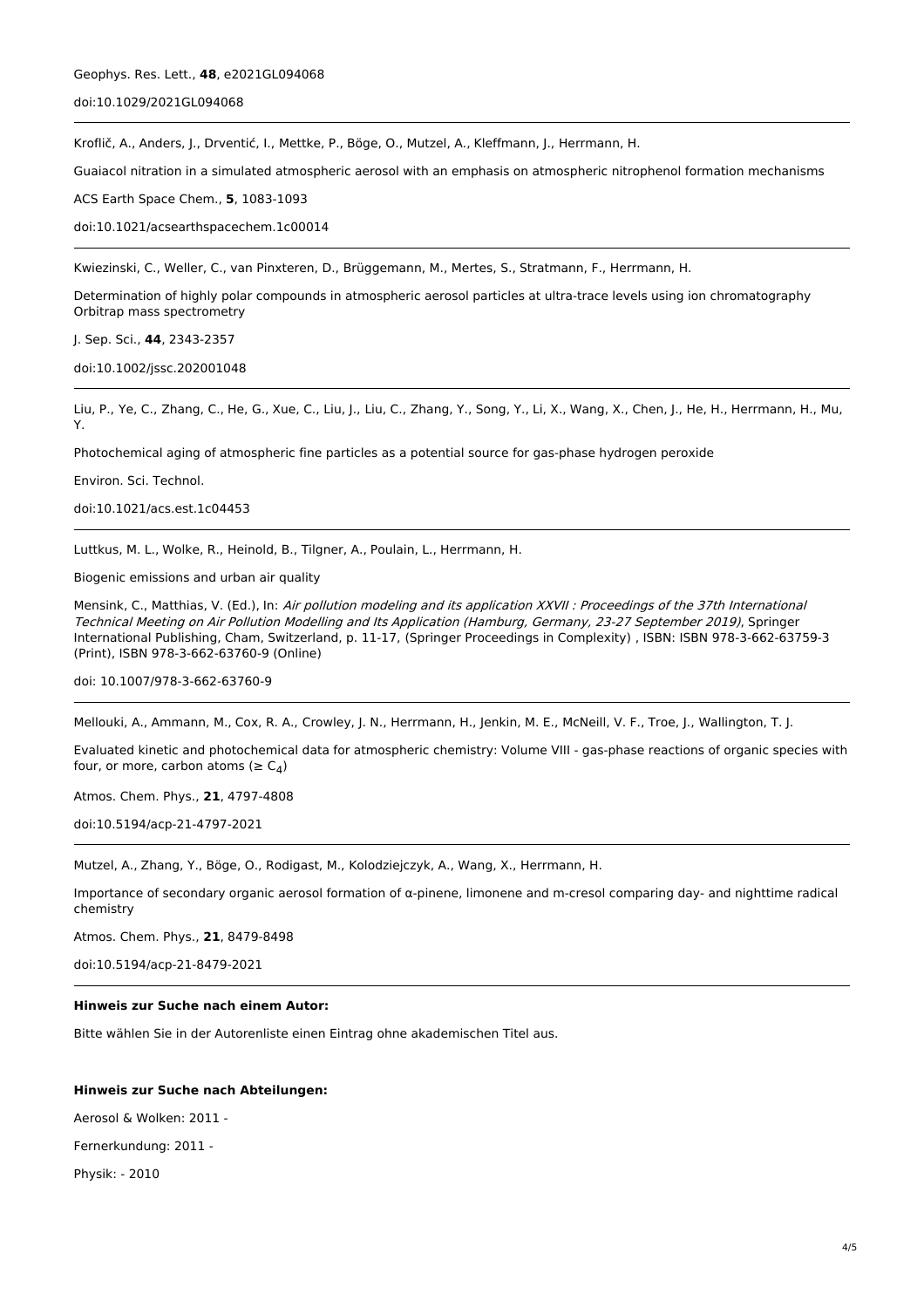Geophys. Res. Lett., **48**, e2021GL094068

doi:10.1029/2021GL094068

---

Kroflič, A., Anders, J., Drventić, I., Mettke, P., Böge, O., Mutzel, A., Kleffmann, J., Herrmann, H.

Guaiacol nitration in a simulated atmospheric aerosol with an emphasis on atmospheric nitrophenol formation mechanisms

ACS Earth Space Chem., **5**, 1083-1093

doi:10.1021/acsearthspacechem.1c00014

---

Kwiezinski, C., Weller, C., van Pinxteren, D., Brüggemann, M., Mertes, S., Stratmann, F., Herrmann, H.

Determination of highly polar compounds in atmospheric aerosol particles at ultra-trace levels using ion chromatography Orbitrap mass spectrometry

J. Sep. Sci., **44**, 2343-2357

doi:10.1002/jssc.202001048

---

Liu, P., Ye, C., Zhang, C., He, G., Xue, C., Liu, J., Liu, C., Zhang, Y., Song, Y., Li, X., Wang, X., Chen, J., He, H., Herrmann, H., Mu, Y.

Photochemical aging of atmospheric fine particles as a potential source for gas-phase hydrogen peroxide

Environ. Sci. Technol.

doi:10.1021/acs.est.1c04453

---

Luttkus, M. L., Wolke, R., Heinold, B., Tilgner, A., Poulain, L., Herrmann, H.

Biogenic emissions and urban air quality

Mensink, C., Matthias, V. (Ed.), In: *Air pollution modeling and its application XXVII : Proceedings of the 37th International Technical Meeting on Air Pollution Modelling and Its Application (Hamburg, Germany, 23-27 September 2019)*, Springer International Publishing, Cham, Switzerland, p. 11-17, (Springer Proceedings in Complexity) , ISBN: ISBN 978-3-662-63759-3 (Print), ISBN 978-3-662-63760-9 (Online)

doi: 10.1007/978-3-662-63760-9

---

Mellouki, A., Ammann, M., Cox, R. A., Crowley, J. N., Herrmann, H., Jenkin, M. E., McNeill, V. F., Troe, J., Wallington, T. J.

Evaluated kinetic and photochemical data for atmospheric chemistry: Volume VIII - gas-phase reactions of organic species with four, or more, carbon atoms ($\geq C_4$)

Atmos. Chem. Phys., **21**, 4797-4808

doi:10.5194/acp-21-4797-2021

---

Mutzel, A., Zhang, Y., Böge, O., Rodigast, M., Kolodziejczyk, A., Wang, X., Herrmann, H.

Importance of secondary organic aerosol formation of α-pinene, limonene and m-cresol comparing day- and nighttime radical chemistry

Atmos. Chem. Phys., **21**, 8479-8498

doi:10.5194/acp-21-8479-2021

---

**Hinweis zur Suche nach einem Autor:**

Bitte wählen Sie in der Autorenliste einen Eintrag ohne akademischen Titel aus.

**Hinweis zur Suche nach Abteilungen:**

Aerosol & Wolken: 2011 -

Fernerkundung: 2011 -

Physik: - 2010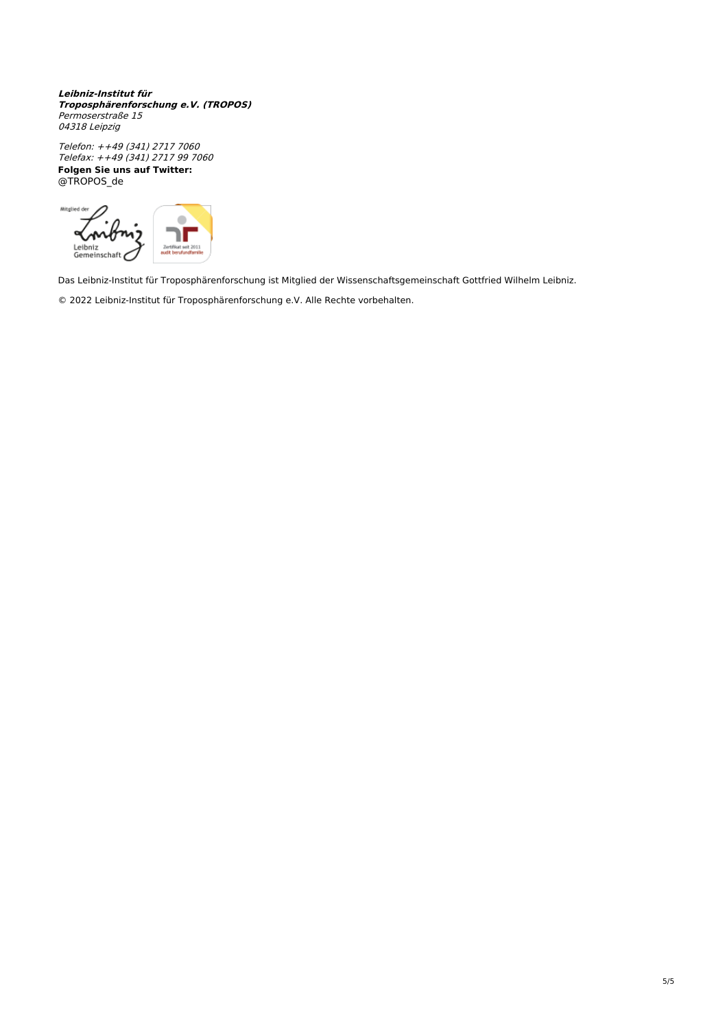***Leibniz-Institut für***
***Troposphärenforschung e.V. (TROPOS)***
*Permoserstraße 15*
*04318 Leipzig*

*Telefon: ++49 (341) 2717 7060*
*Telefax: ++49 (341) 2717 99 7060*
**Folgen Sie uns auf Twitter:**
@TROPOS_de

Das Leibniz-Institut für Troposphärenforschung ist Mitglied der Wissenschaftsgemeinschaft Gottfried Wilhelm Leibniz.

© 2022 Leibniz-Institut für Troposphärenforschung e.V. Alle Rechte vorbehalten.